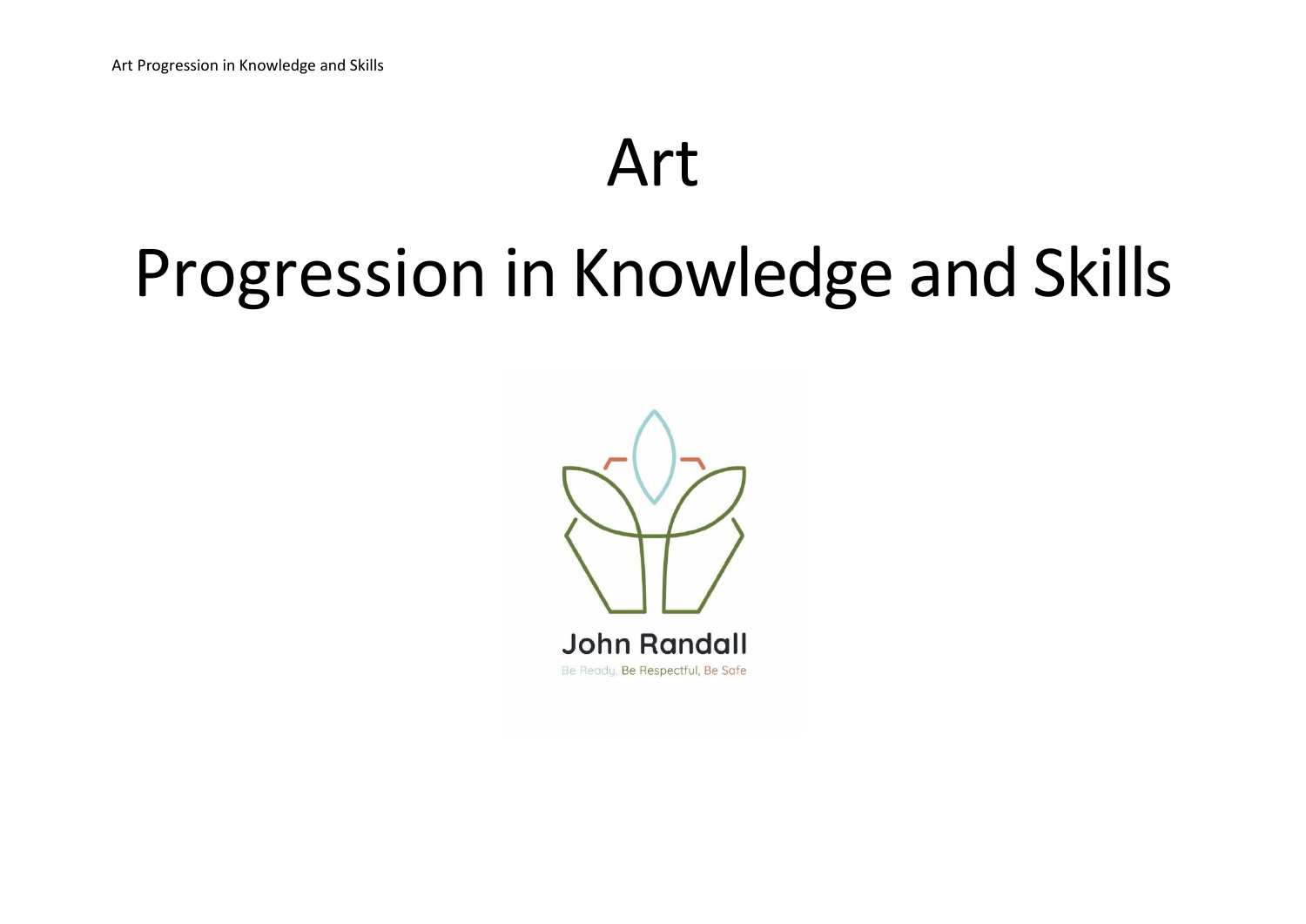# Art

# Progression in Knowledge and Skills

John Randall

Be Ready, Be Respectful, Be Safe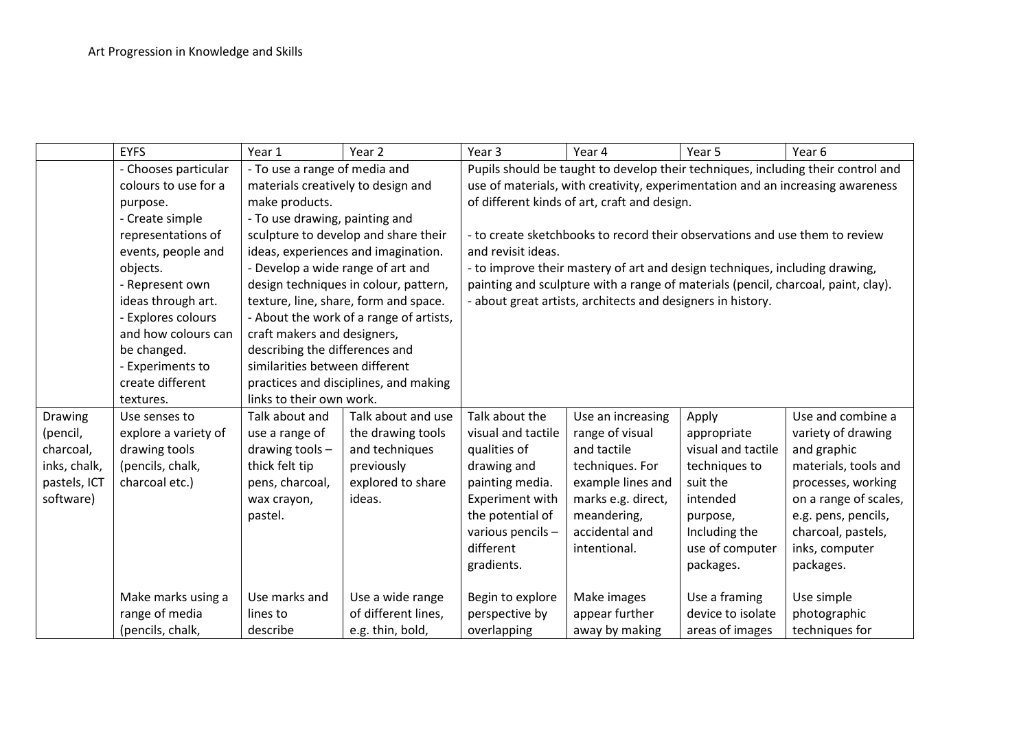Art Progression in Knowledge and Skills

| | EYFS | Year 1 | Year 2 | Year 3 | Year 4 | Year 5 | Year 6 |
|---|---|---|---|---|---|---|---|
| | - Chooses particular colours to use for a purpose.<br>- Create simple representations of events, people and objects.<br>- Represent own ideas through art.<br>- Explores colours and how colours can be changed.<br>- Experiments to create different textures. | - To use a range of media and materials creatively to design and make products.<br>- To use drawing, painting and sculpture to develop and share their ideas, experiences and imagination.<br>- Develop a wide range of art and design techniques in colour, pattern, texture, line, share, form and space.<br>- About the work of a range of artists, craft makers and designers, describing the differences and similarities between different practices and disciplines, and making links to their own work. | | Pupils should be taught to develop their techniques, including their control and use of materials, with creativity, experimentation and an increasing awareness of different kinds of art, craft and design.<br><br>- to create sketchbooks to record their observations and use them to review and revisit ideas.<br>- to improve their mastery of art and design techniques, including drawing, painting and sculpture with a range of materials (pencil, charcoal, paint, clay).<br>- about great artists, architects and designers in history. | | | |
| Drawing (pencil, charcoal, inks, chalk, pastels, ICT software) | Use senses to explore a variety of drawing tools (pencils, chalk, charcoal etc.)<br><br>Make marks using a range of media (pencils, chalk, | Talk about and use a range of drawing tools – thick felt tip pens, charcoal, wax crayon, pastel.<br><br>Use marks and lines to describe | Talk about and use the drawing tools and techniques previously explored to share ideas.<br><br>Use a wide range of different lines, e.g. thin, bold, | Talk about the visual and tactile qualities of drawing and painting media. Experiment with the potential of various pencils – different gradients.<br><br>Begin to explore perspective by overlapping | Use an increasing range of visual and tactile techniques. For example lines and marks e.g. direct, meandering, accidental and intentional.<br><br>Make images appear further away by making | Apply appropriate visual and tactile techniques to suit the intended purpose, Including the use of computer packages.<br><br>Use a framing device to isolate areas of images | Use and combine a variety of drawing and graphic materials, tools and processes, working on a range of scales, e.g. pens, pencils, charcoal, pastels, inks, computer packages.<br><br>Use simple photographic techniques for |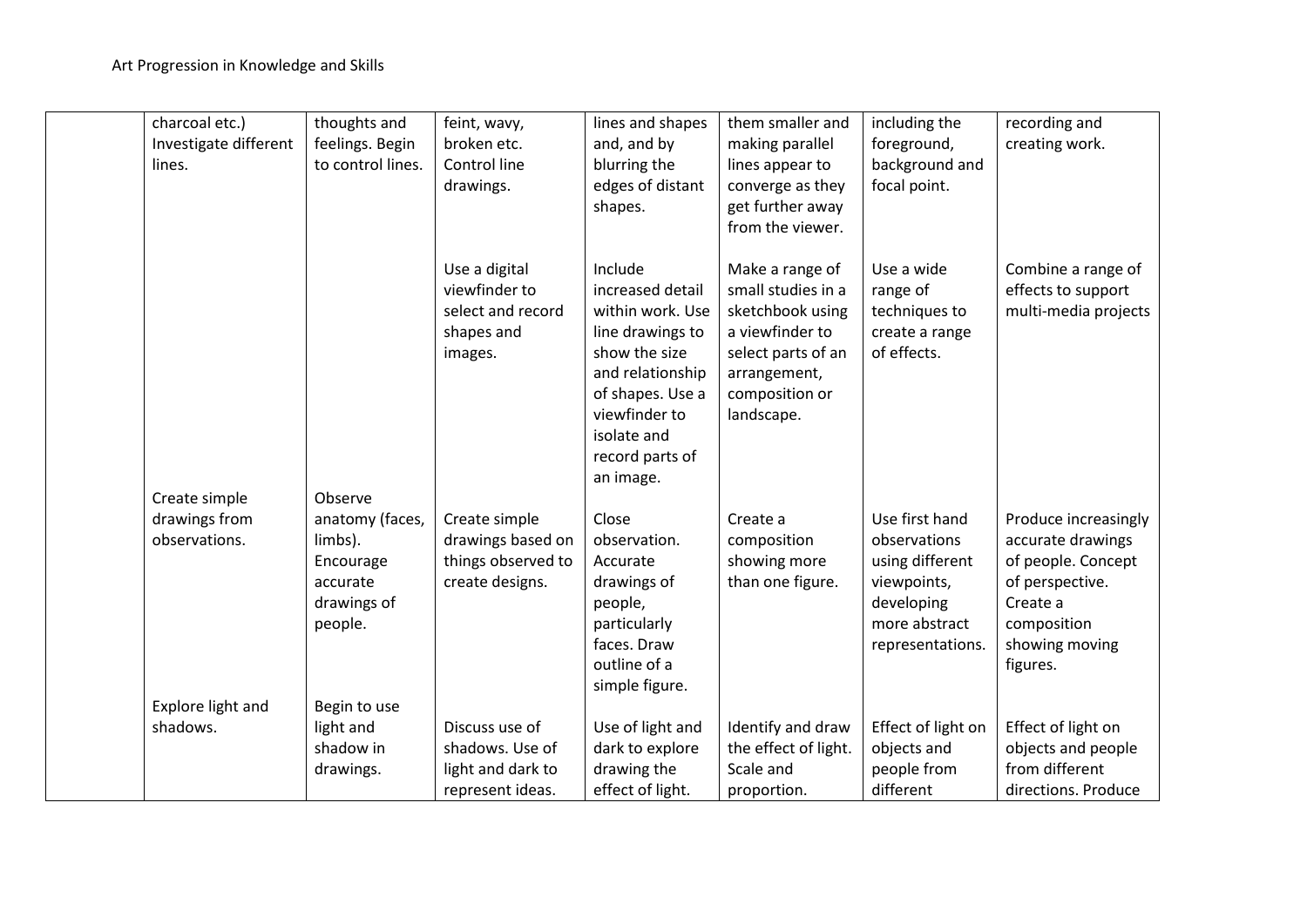| | | | | | | | |
|---|---|---|---|---|---|---|---|
| | charcoal etc.) Investigate different lines. | thoughts and feelings. Begin to control lines. | feint, wavy, broken etc. Control line drawings. | lines and shapes and, and by blurring the edges of distant shapes. | them smaller and making parallel lines appear to converge as they get further away from the viewer. | including the foreground, background and focal point. | recording and creating work. |
| | | | Use a digital viewfinder to select and record shapes and images. | Include increased detail within work. Use line drawings to show the size and relationship of shapes. Use a viewfinder to isolate and record parts of an image. | Make a range of small studies in a sketchbook using a viewfinder to select parts of an arrangement, composition or landscape. | Use a wide range of techniques to create a range of effects. | Combine a range of effects to support multi-media projects |
| | Create simple drawings from observations. | Observe anatomy (faces, limbs). Encourage accurate drawings of people. | Create simple drawings based on things observed to create designs. | Close observation. Accurate drawings of people, particularly faces. Draw outline of a simple figure. | Create a composition showing more than one figure. | Use first hand observations using different viewpoints, developing more abstract representations. | Produce increasingly accurate drawings of people. Concept of perspective. Create a composition showing moving figures. |
| | Explore light and shadows. | Begin to use light and shadow in drawings. | Discuss use of shadows. Use of light and dark to represent ideas. | Use of light and dark to explore drawing the effect of light. | Identify and draw the effect of light. Scale and proportion. | Effect of light on objects and people from different | Effect of light on objects and people from different directions. Produce |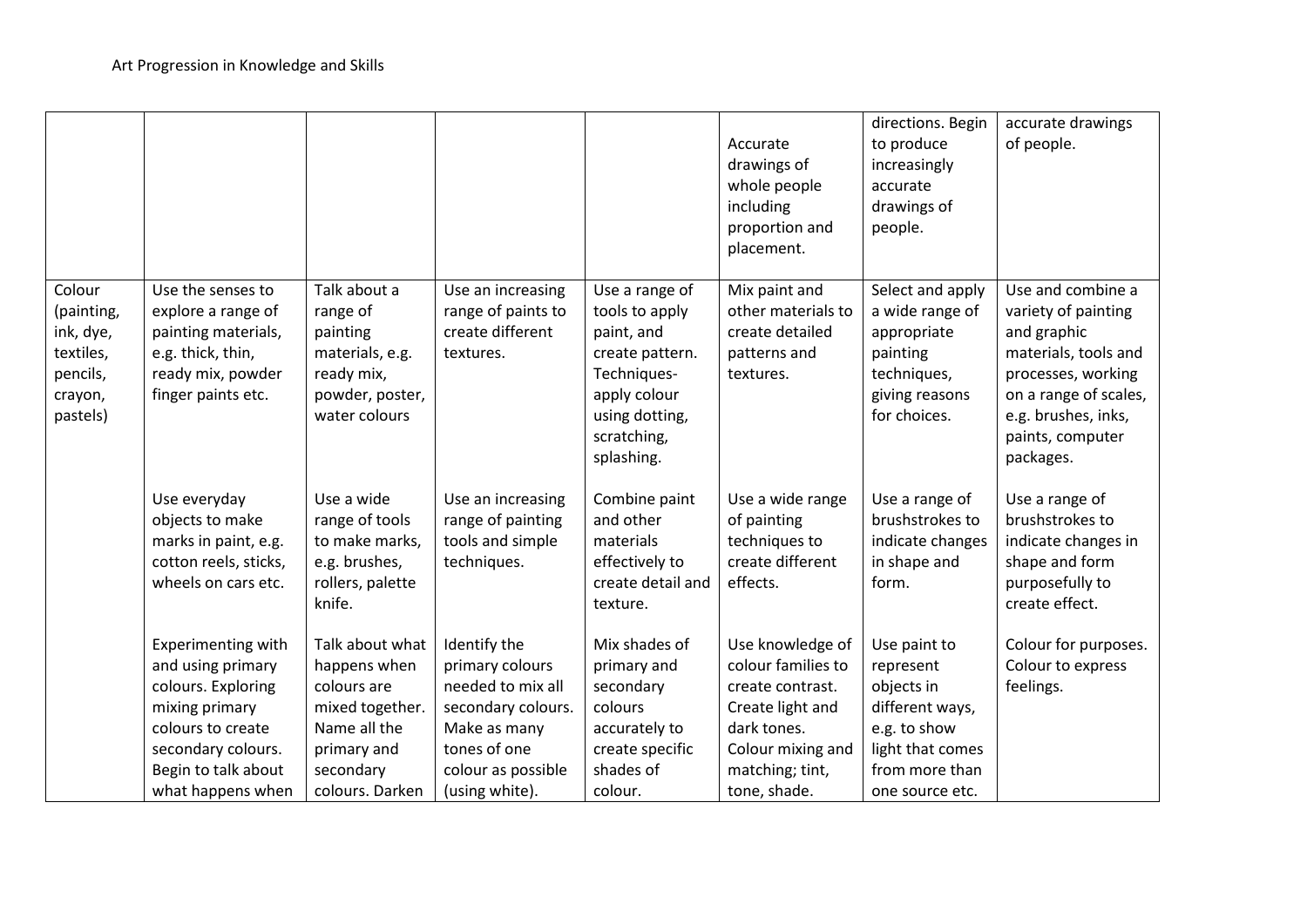Art Progression in Knowledge and Skills

| | | | | | | | |
|---|---|---|---|---|---|---|---|
| | | | | | Accurate drawings of whole people including proportion and placement. | directions. Begin to produce increasingly accurate drawings of people. | accurate drawings of people. |
| Colour (painting, ink, dye, textiles, pencils, crayon, pastels) | Use the senses to explore a range of painting materials, e.g. thick, thin, ready mix, powder finger paints etc. | Talk about a range of painting materials, e.g. ready mix, powder, poster, water colours | Use an increasing range of paints to create different textures. | Use a range of tools to apply paint, and create pattern. Techniques- apply colour using dotting, scratching, splashing. | Mix paint and other materials to create detailed patterns and textures. | Select and apply a wide range of appropriate painting techniques, giving reasons for choices. | Use and combine a variety of painting and graphic materials, tools and processes, working on a range of scales, e.g. brushes, inks, paints, computer packages. |
| | Use everyday objects to make marks in paint, e.g. cotton reels, sticks, wheels on cars etc. | Use a wide range of tools to make marks, e.g. brushes, rollers, palette knife. | Use an increasing range of painting tools and simple techniques. | Combine paint and other materials effectively to create detail and texture. | Use a wide range of painting techniques to create different effects. | Use a range of brushstrokes to indicate changes in shape and form. | Use a range of brushstrokes to indicate changes in shape and form purposefully to create effect. |
| | Experimenting with and using primary colours. Exploring mixing primary colours to create secondary colours. Begin to talk about what happens when | Talk about what happens when colours are mixed together. Name all the primary and secondary colours. Darken | Identify the primary colours needed to mix all secondary colours. Make as many tones of one colour as possible (using white). | Mix shades of primary and secondary colours accurately to create specific shades of colour. | Use knowledge of colour families to create contrast. Create light and dark tones. Colour mixing and matching; tint, tone, shade. | Use paint to represent objects in different ways, e.g. to show light that comes from more than one source etc. | Colour for purposes. Colour to express feelings. |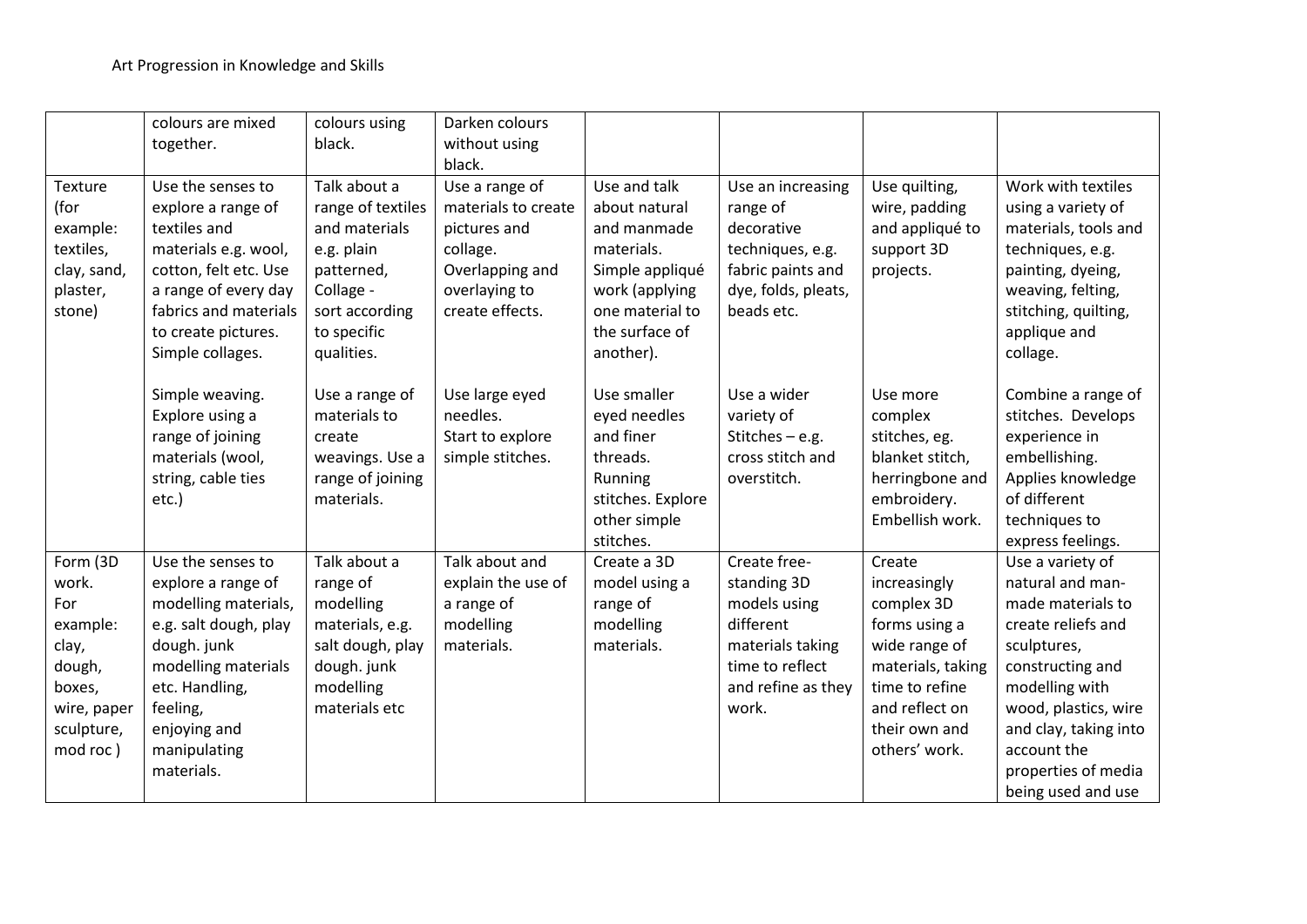Art Progression in Knowledge and Skills

| | | | | | | | |
|---|---|---|---|---|---|---|---|
| | colours are mixed together. | colours using black. | Darken colours without using black. | | | | |
| Texture (for example: textiles, clay, sand, plaster, stone) | Use the senses to explore a range of textiles and materials e.g. wool, cotton, felt etc. Use a range of every day fabrics and materials to create pictures. Simple collages.<br><br>Simple weaving. Explore using a range of joining materials (wool, string, cable ties etc.) | Talk about a range of textiles and materials e.g. plain patterned, Collage - sort according to specific qualities.<br><br>Use a range of materials to create weavings. Use a range of joining materials. | Use a range of materials to create pictures and collage. Overlapping and overlaying to create effects.<br><br>Use large eyed needles. Start to explore simple stitches. | Use and talk about natural and manmade materials. Simple appliqué work (applying one material to the surface of another).<br><br>Use smaller eyed needles and finer threads. Running stitches. Explore other simple stitches. | Use an increasing range of decorative techniques, e.g. fabric paints and dye, folds, pleats, beads etc.<br><br>Use a wider variety of Stitches – e.g. cross stitch and overstitch. | Use quilting, wire, padding and appliqué to support 3D projects.<br><br>Use more complex stitches, eg. blanket stitch, herringbone and embroidery. Embellish work. | Work with textiles using a variety of materials, tools and techniques, e.g. painting, dyeing, weaving, felting, stitching, quilting, applique and collage.<br><br>Combine a range of stitches. Develops experience in embellishing. Applies knowledge of different techniques to express feelings. |
| Form (3D work. For example: clay, dough, boxes, wire, paper sculpture, mod roc ) | Use the senses to explore a range of modelling materials, e.g. salt dough, play dough. junk modelling materials etc. Handling, feeling, enjoying and manipulating materials. | Talk about a range of modelling materials, e.g. salt dough, play dough. junk modelling materials etc | Talk about and explain the use of a range of modelling materials. | Create a 3D model using a range of modelling materials. | Create free-standing 3D models using different materials taking time to reflect and refine as they work. | Create increasingly complex 3D forms using a wide range of materials, taking time to refine and reflect on their own and others' work. | Use a variety of natural and man-made materials to create reliefs and sculptures, constructing and modelling with wood, plastics, wire and clay, taking into account the properties of media being used and use |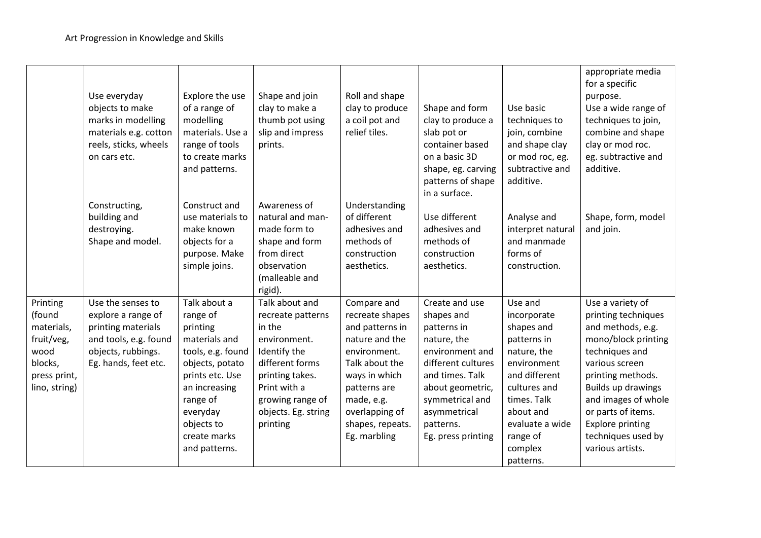Art Progression in Knowledge and Skills

| | | | | | | | |
|---|---|---|---|---|---|---|---|
| | Use everyday objects to make marks in modelling materials e.g. cotton reels, sticks, wheels on cars etc.<br><br>Constructing, building and destroying.<br>Shape and model. | Explore the use of a range of modelling materials. Use a range of tools to create marks and patterns.<br><br>Construct and use materials to make known objects for a purpose. Make simple joins. | Shape and join clay to make a thumb pot using slip and impress prints.<br><br>Awareness of natural and man-made form to shape and form from direct observation (malleable and rigid). | Roll and shape clay to produce a coil pot and relief tiles.<br><br>Understanding of different adhesives and methods of construction aesthetics. | Shape and form clay to produce a slab pot or container based on a basic 3D shape, eg. carving patterns of shape in a surface.<br><br>Use different adhesives and methods of construction aesthetics. | Use basic techniques to join, combine and shape clay or mod roc, eg. subtractive and additive.<br><br>Analyse and interpret natural and manmade forms of construction. | appropriate media for a specific purpose.<br>Use a wide range of techniques to join, combine and shape clay or mod roc. eg. subtractive and additive.<br><br>Shape, form, model and join. |
| Printing (found materials, fruit/veg, wood blocks, press print, lino, string) | Use the senses to explore a range of printing materials and tools, e.g. found objects, rubbings. Eg. hands, feet etc. | Talk about a range of printing materials and tools, e.g. found objects, potato prints etc. Use an increasing range of everyday objects to create marks and patterns. | Talk about and recreate patterns in the environment. Identify the different forms printing takes. Print with a growing range of objects. Eg. string printing | Compare and recreate shapes and patterns in nature and the environment. Talk about the ways in which patterns are made, e.g. overlapping of shapes, repeats. Eg. marbling | Create and use shapes and patterns in nature, the environment and different cultures and times. Talk about geometric, symmetrical and asymmetrical patterns. Eg. press printing | Use and incorporate shapes and patterns in nature, the environment and different cultures and times. Talk about and evaluate a wide range of complex patterns. | Use a variety of printing techniques and methods, e.g. mono/block printing techniques and various screen printing methods. Builds up drawings and images of whole or parts of items. Explore printing techniques used by various artists. |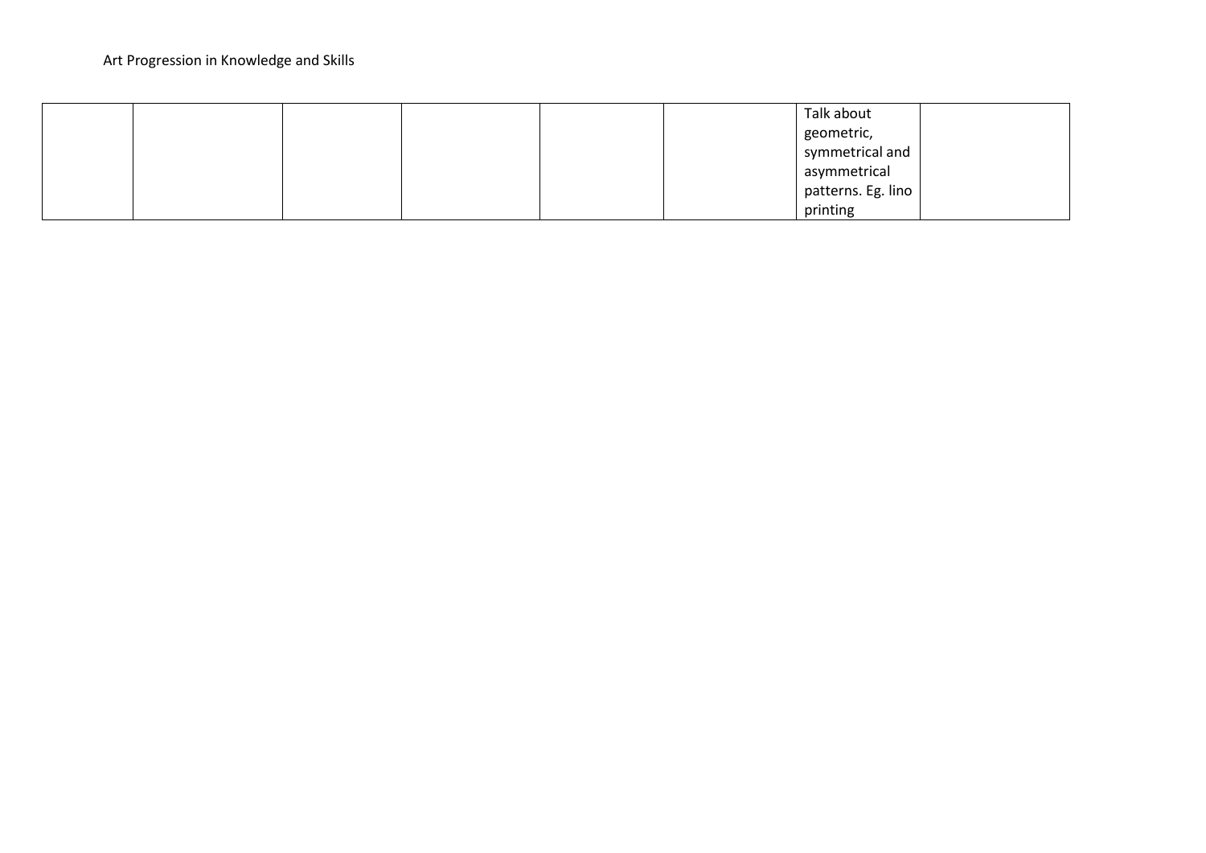| | | | | | | | |
|---|---|---|---|---|---|---|---|
| | | | | | | Talk about geometric, symmetrical and asymmetrical patterns. Eg. lino printing | |